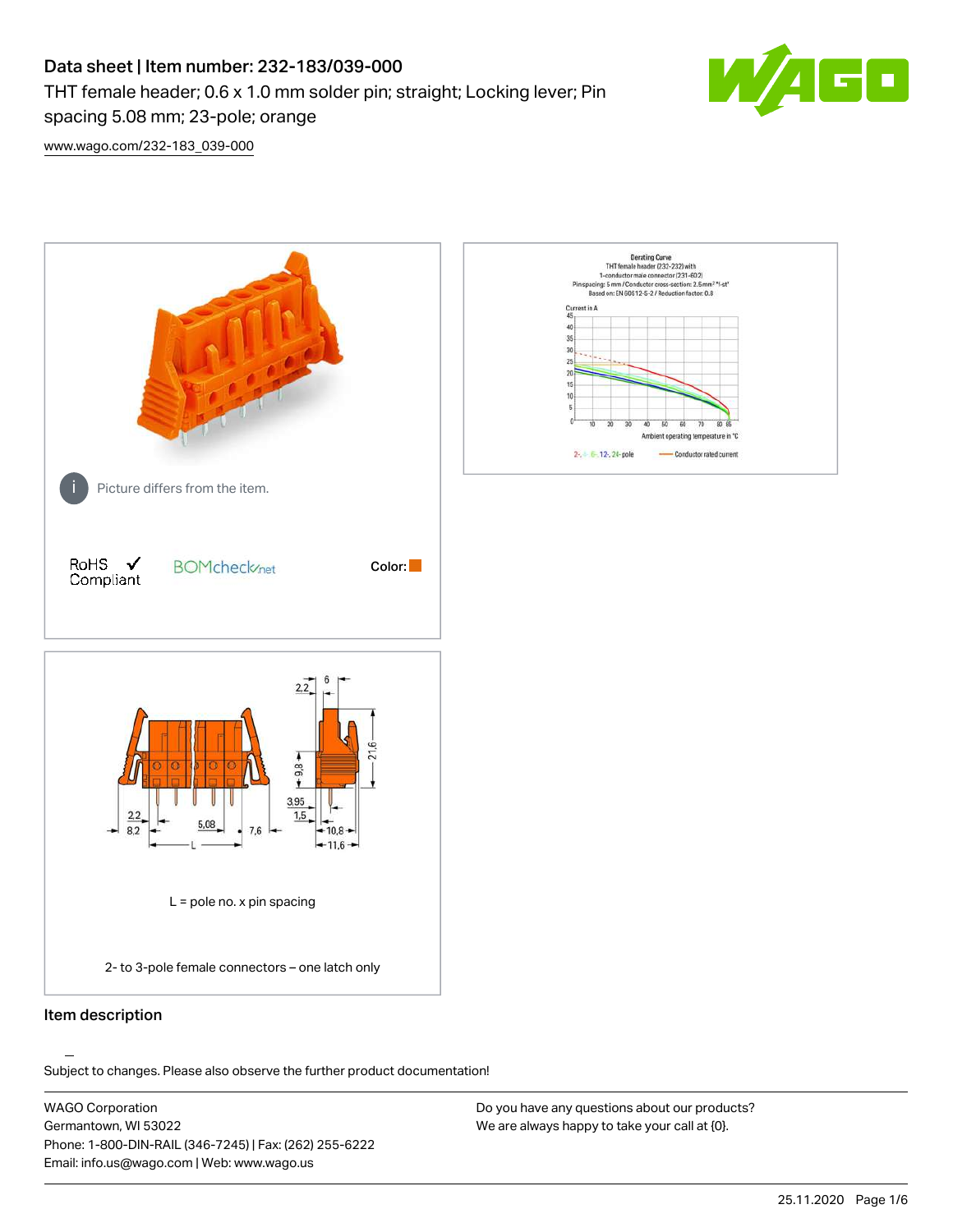# Data sheet | Item number: 232-183/039-000

THT female header; 0.6 x 1.0 mm solder pin; straight; Locking lever; Pin spacing 5.08 mm; 23-pole; orange

www.wago.com/232-183_039-000

Picture differs from the item.

RoHS Compliant

BOMcheck.net

Color:

L = pole no. x pin spacing

2- to 3-pole female connectors – one latch only

## Item description

Subject to changes. Please also observe the further product documentation!

WAGO Corporation
Germantown, WI 53022
Phone: 1-800-DIN-RAIL (346-7245) | Fax: (262) 255-6222
Email: info.us@wago.com | Web: www.wago.us

Do you have any questions about our products?
We are always happy to take your call at {0}.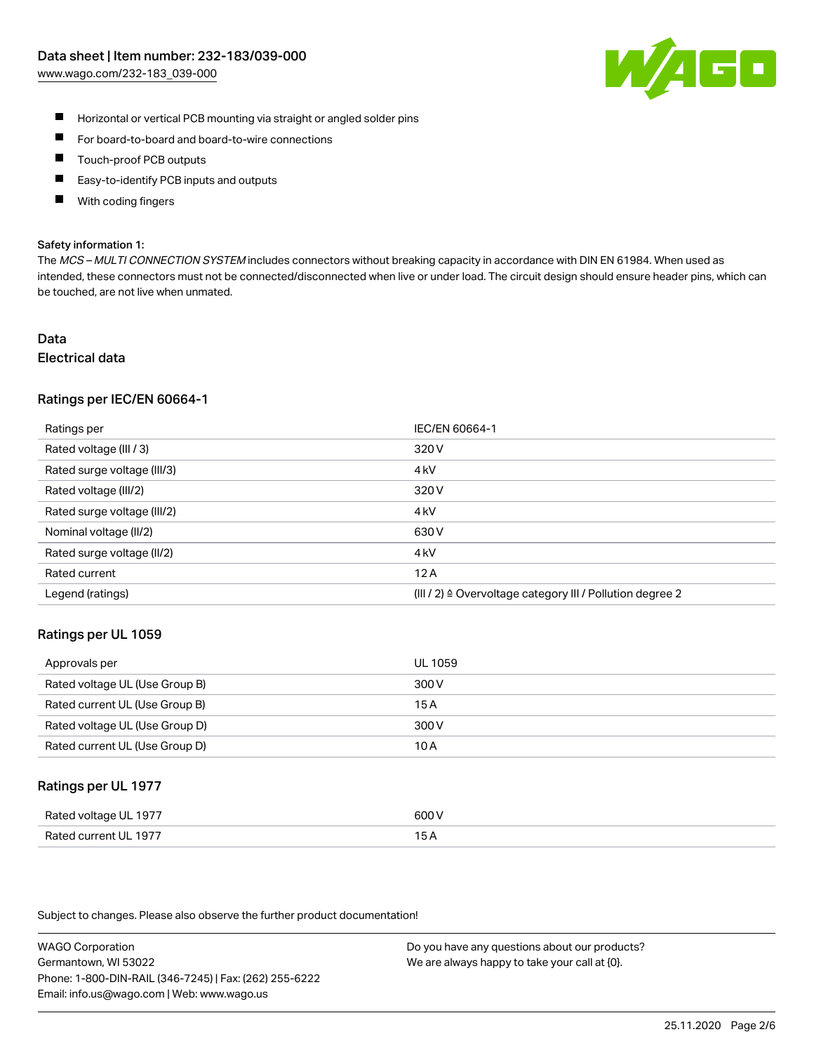- Horizontal or vertical PCB mounting via straight or angled solder pins
- For board-to-board and board-to-wire connections
- Touch-proof PCB outputs
- Easy-to-identify PCB inputs and outputs
- With coding fingers

**Safety information 1:**

The *MCS – MULTI CONNECTION SYSTEM* includes connectors without breaking capacity in accordance with DIN EN 61984. When used as intended, these connectors must not be connected/disconnected when live or under load. The circuit design should ensure header pins, which can be touched, are not live when unmated.

## Data

### Electrical data

#### Ratings per IEC/EN 60664-1

| Ratings per | IEC/EN 60664-1 |
| --- | --- |
| Rated voltage (III / 3) | 320 V |
| Rated surge voltage (III/3) | 4 kV |
| Rated voltage (III/2) | 320 V |
| Rated surge voltage (III/2) | 4 kV |
| Nominal voltage (II/2) | 630 V |
| Rated surge voltage (II/2) | 4 kV |
| Rated current | 12 A |
| Legend (ratings) | (III / 2) ≙ Overvoltage category III / Pollution degree 2 |

#### Ratings per UL 1059

| Approvals per | UL 1059 |
| --- | --- |
| Rated voltage UL (Use Group B) | 300 V |
| Rated current UL (Use Group B) | 15 A |
| Rated voltage UL (Use Group D) | 300 V |
| Rated current UL (Use Group D) | 10 A |

#### Ratings per UL 1977

| Rated voltage UL 1977 | 600 V |
| --- | --- |
| Rated current UL 1977 | 15 A |

Subject to changes. Please also observe the further product documentation!

WAGO Corporation
Germantown, WI 53022
Phone: 1-800-DIN-RAIL (346-7245) | Fax: (262) 255-6222
Email: info.us@wago.com | Web: www.wago.us

Do you have any questions about our products?
We are always happy to take your call at {0}.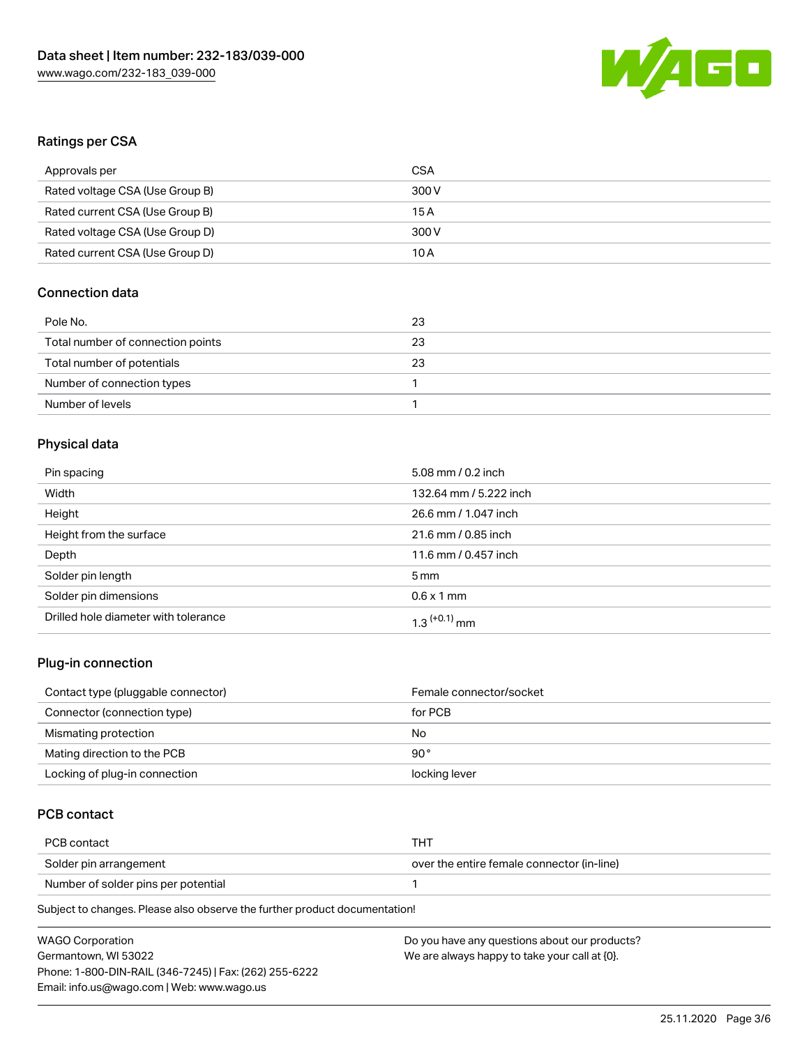## Ratings per CSA

| Approvals per | CSA |
| --- | --- |
| Rated voltage CSA (Use Group B) | 300 V |
| Rated current CSA (Use Group B) | 15 A |
| Rated voltage CSA (Use Group D) | 300 V |
| Rated current CSA (Use Group D) | 10 A |

## Connection data

| Pole No. | 23 |
| --- | --- |
| Total number of connection points | 23 |
| Total number of potentials | 23 |
| Number of connection types | 1 |
| Number of levels | 1 |

## Physical data

| Pin spacing | 5.08 mm / 0.2 inch |
| --- | --- |
| Width | 132.64 mm / 5.222 inch |
| Height | 26.6 mm / 1.047 inch |
| Height from the surface | 21.6 mm / 0.85 inch |
| Depth | 11.6 mm / 0.457 inch |
| Solder pin length | 5 mm |
| Solder pin dimensions | 0.6 x 1 mm |
| Drilled hole diameter with tolerance | $1.3^{(+0.1)}$ mm |

## Plug-in connection

| Contact type (pluggable connector) | Female connector/socket |
| --- | --- |
| Connector (connection type) | for PCB |
| Mismating protection | No |
| Mating direction to the PCB | 90 ° |
| Locking of plug-in connection | locking lever |

## PCB contact

| PCB contact | THT |
| --- | --- |
| Solder pin arrangement | over the entire female connector (in-line) |
| Number of solder pins per potential | 1 |

Subject to changes. Please also observe the further product documentation!

WAGO Corporation
Germantown, WI 53022
Phone: 1-800-DIN-RAIL (346-7245) | Fax: (262) 255-6222
Email: info.us@wago.com | Web: www.wago.us

Do you have any questions about our products?
We are always happy to take your call at {0}.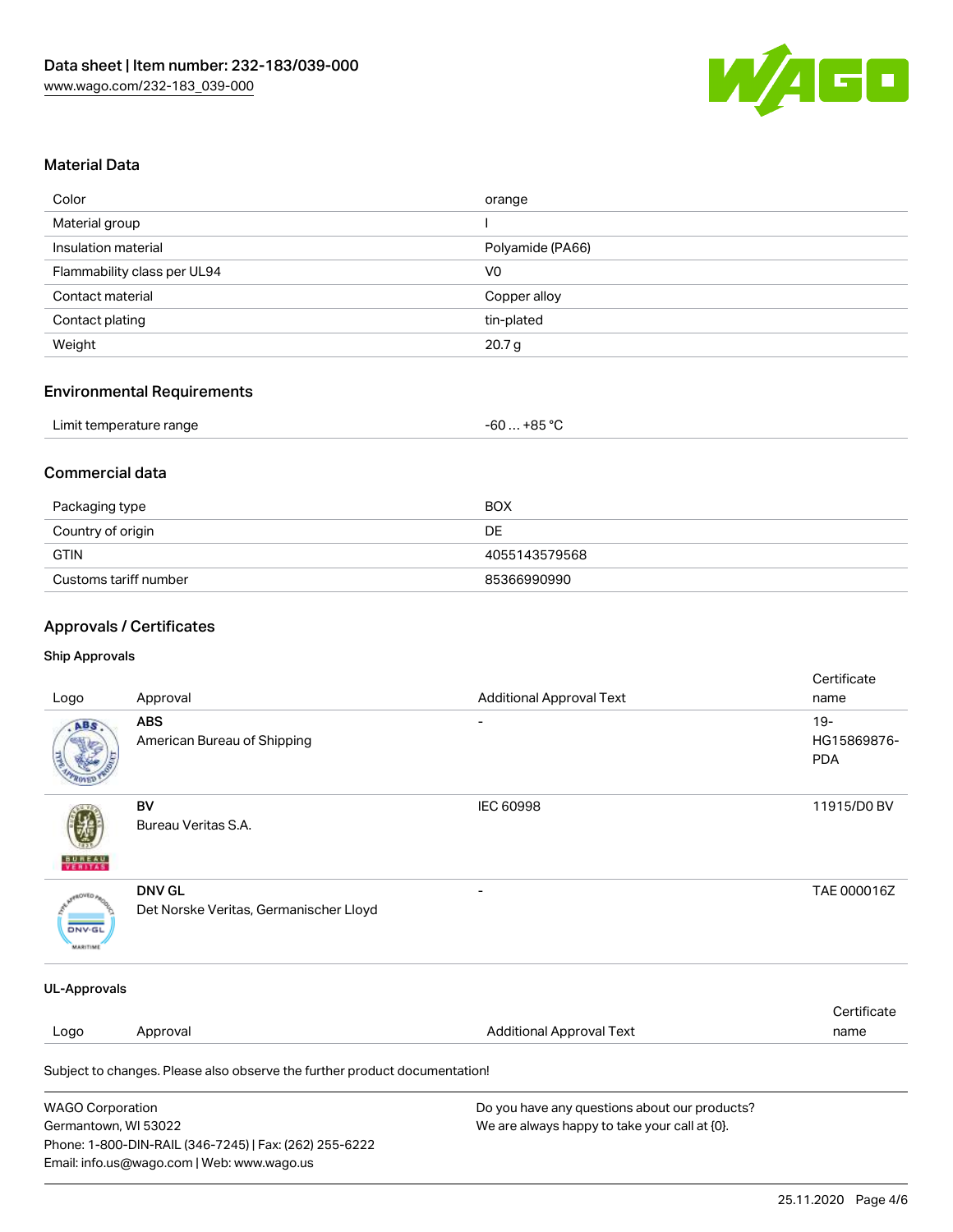## Material Data

| | |
|---|---|
| Color | orange |
| Material group | I |
| Insulation material | Polyamide (PA66) |
| Flammability class per UL94 | V0 |
| Contact material | Copper alloy |
| Contact plating | tin-plated |
| Weight | 20.7 g |

## Environmental Requirements

| | |
|---|---|
| Limit temperature range | -60 … +85 °C |

## Commercial data

| | |
|---|---|
| Packaging type | BOX |
| Country of origin | DE |
| GTIN | 4055143579568 |
| Customs tariff number | 85366990990 |

## Approvals / Certificates

### Ship Approvals

| Logo | Approval | Additional Approval Text | Certificate name |
|---|---|---|---|
| | **ABS** American Bureau of Shipping | - | 19-HG15869876-PDA |
| | **BV** Bureau Veritas S.A. | IEC 60998 | 11915/D0 BV |
| | **DNV GL** Det Norske Veritas, Germanischer Lloyd | - | TAE 000016Z |

### UL-Approvals

| Logo | Approval | Additional Approval Text | Certificate name |
|---|---|---|---|

Subject to changes. Please also observe the further product documentation!

WAGO Corporation
Germantown, WI 53022
Phone: 1-800-DIN-RAIL (346-7245) | Fax: (262) 255-6222
Email: info.us@wago.com | Web: www.wago.us

Do you have any questions about our products?
We are always happy to take your call at {0}.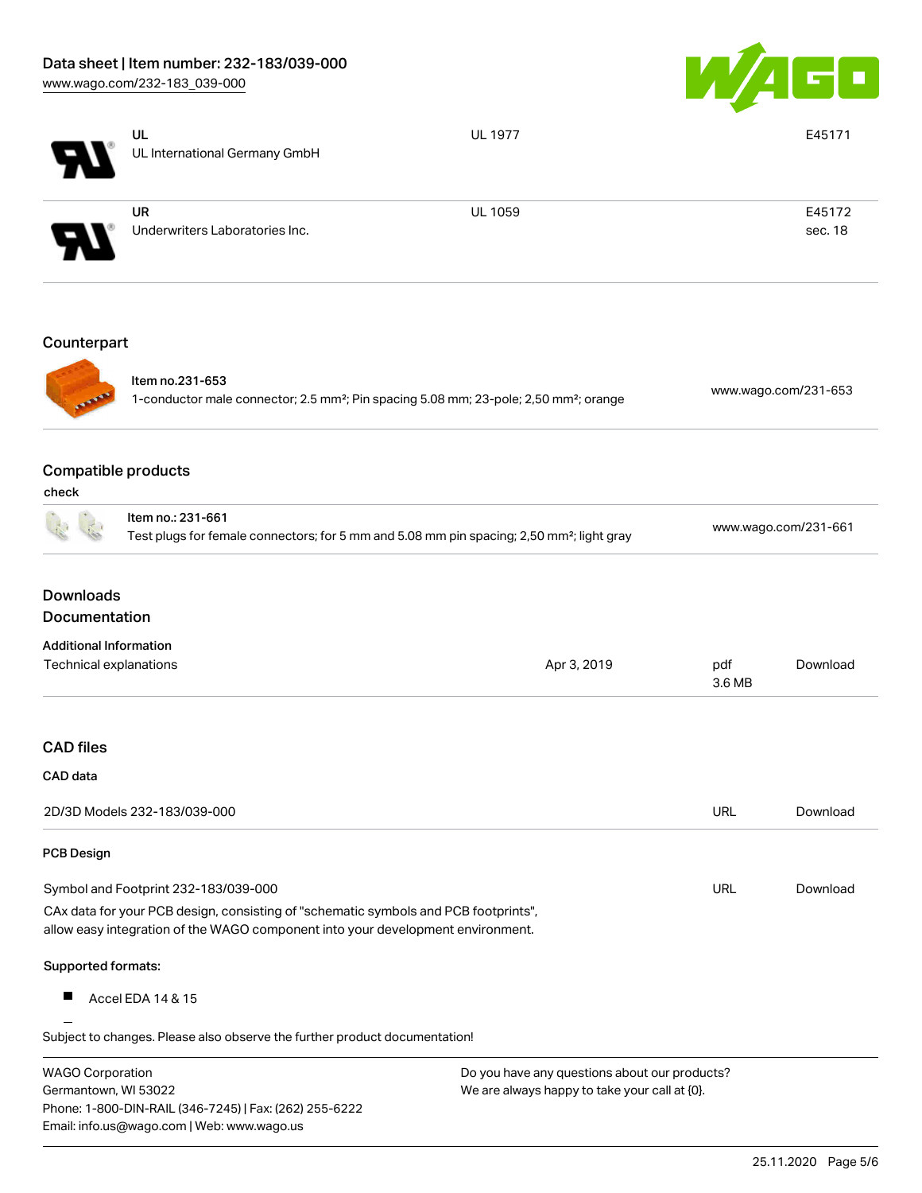| | | | |
|---|---|---|---|
| | **UL**<br>UL International Germany GmbH | UL 1977 | E45171 |
| | **UR**<br>Underwriters Laboratories Inc. | UL 1059 | E45172<br>sec. 18 |

## Counterpart

| | | |
|---|---|---|
| | Item no.231-653<br>1-conductor male connector; 2.5 mm²; Pin spacing 5.08 mm; 23-pole; 2,50 mm²; orange | www.wago.com/231-653 |

## Compatible products

check

| | | |
|---|---|---|
| | Item no.: 231-661<br>Test plugs for female connectors; for 5 mm and 5.08 mm pin spacing; 2,50 mm²; light gray | www.wago.com/231-661 |

## Downloads

## Documentation

**Additional Information**

| | | | |
|---|---|---|---|
| Technical explanations | Apr 3, 2019 | pdf<br>3.6 MB | Download |

## CAD files

**CAD data**

| | | |
|---|---|---|
| 2D/3D Models 232-183/039-000 | URL | Download |

**PCB Design**

| | | |
|---|---|---|
| Symbol and Footprint 232-183/039-000 | URL | Download |

CAx data for your PCB design, consisting of "schematic symbols and PCB footprints", allow easy integration of the WAGO component into your development environment.

**Supported formats:**

- Accel EDA 14 & 15

Subject to changes. Please also observe the further product documentation!

WAGO Corporation
Germantown, WI 53022
Phone: 1-800-DIN-RAIL (346-7245) | Fax: (262) 255-6222
Email: info.us@wago.com | Web: www.wago.us

Do you have any questions about our products?
We are always happy to take your call at {0}.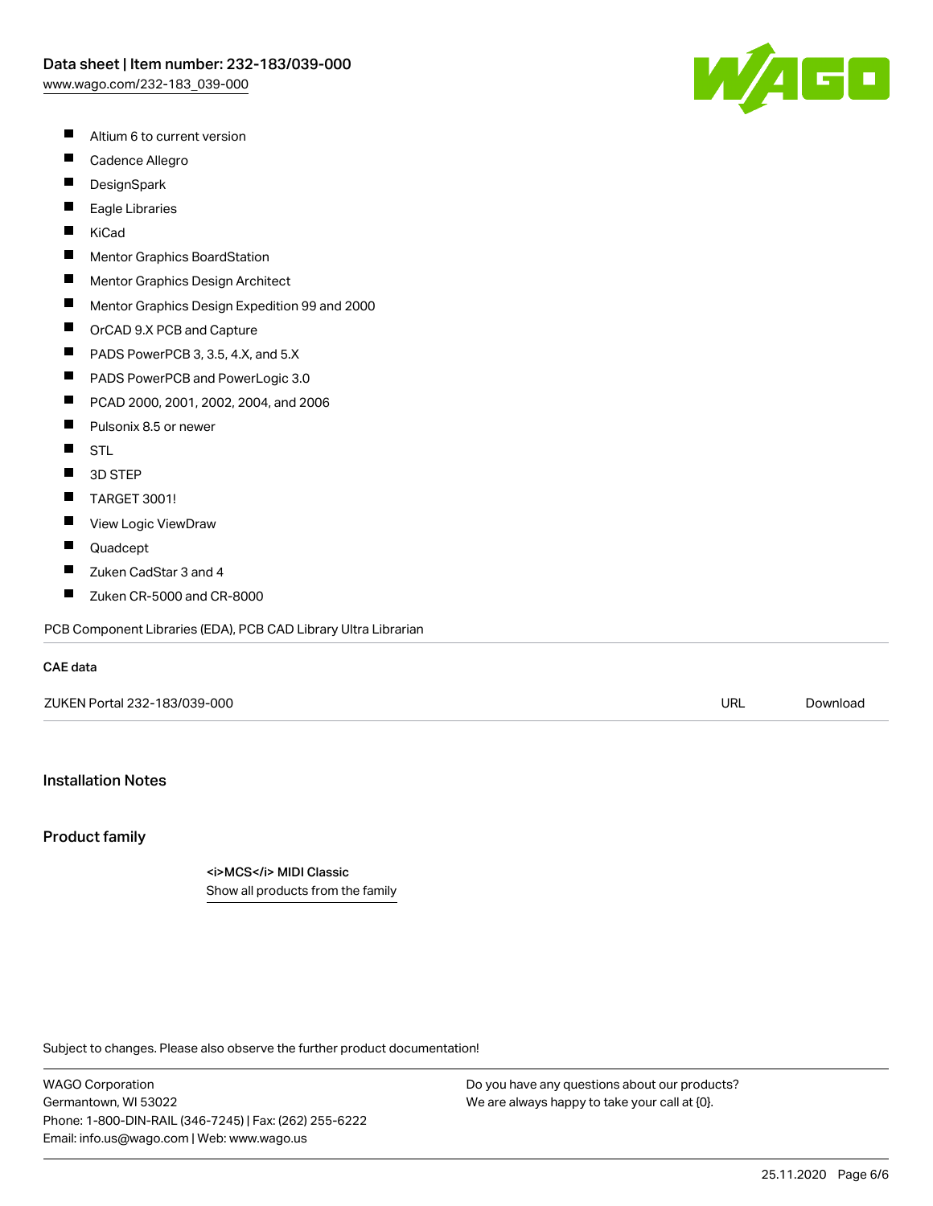- Altium 6 to current version
- Cadence Allegro
- DesignSpark
- Eagle Libraries
- KiCad
- Mentor Graphics BoardStation
- Mentor Graphics Design Architect
- Mentor Graphics Design Expedition 99 and 2000
- OrCAD 9.X PCB and Capture
- PADS PowerPCB 3, 3.5, 4.X, and 5.X
- PADS PowerPCB and PowerLogic 3.0
- PCAD 2000, 2001, 2002, 2004, and 2006
- Pulsonix 8.5 or newer
- STL
- 3D STEP
- TARGET 3001!
- View Logic ViewDraw
- Quadcept
- Zuken CadStar 3 and 4
- Zuken CR-5000 and CR-8000

PCB Component Libraries (EDA), PCB CAD Library Ultra Librarian

**CAE data**

| | | |
|---|---|---|
| ZUKEN Portal 232-183/039-000 | URL | Download |

## Installation Notes

## Product family

<i>MCS</i> MIDI Classic

Show all products from the family

Subject to changes. Please also observe the further product documentation!

WAGO Corporation
Germantown, WI 53022
Phone: 1-800-DIN-RAIL (346-7245) | Fax: (262) 255-6222
Email: info.us@wago.com | Web: www.wago.us

Do you have any questions about our products?
We are always happy to take your call at {0}.